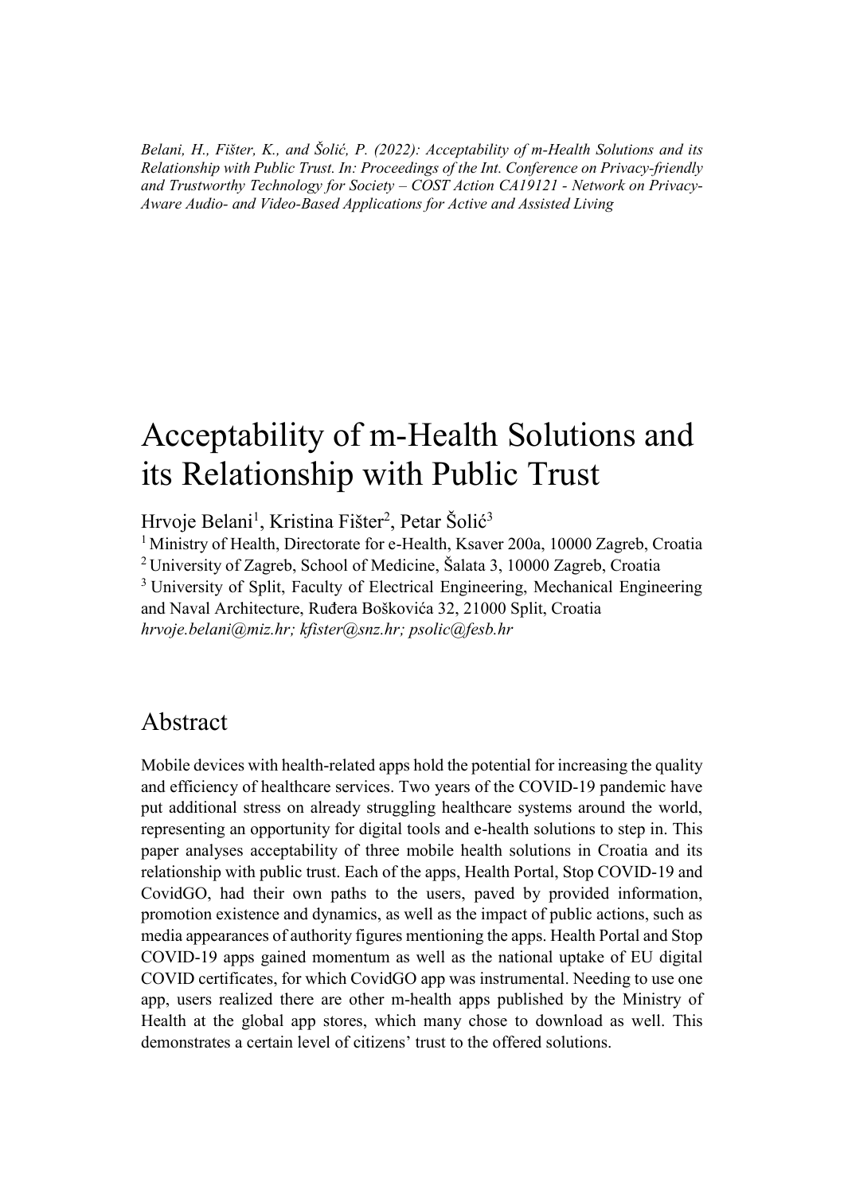*Belani, H., Fišter, K., and Šolić, P. (2022): Acceptability of m-Health Solutions and its Relationship with Public Trust. In: Proceedings of the Int. Conference on Privacy-friendly and Trustworthy Technology for Society – COST Action CA19121 - Network on Privacy-Aware Audio- and Video-Based Applications for Active and Assisted Living*

# Acceptability of m-Health Solutions and its Relationship with Public Trust

Hrvoje Belani[1], Kristina Fišter[2], Petar Šolić[3]

[1] Ministry of Health, Directorate for e-Health, Ksaver 200a, 10000 Zagreb, Croatia
[2] University of Zagreb, School of Medicine, Šalata 3, 10000 Zagreb, Croatia
[3] University of Split, Faculty of Electrical Engineering, Mechanical Engineering and Naval Architecture, Ruđera Boškovića 32, 21000 Split, Croatia
*hrvoje.belani@miz.hr; kfister@snz.hr; psolic@fesb.hr*

## Abstract

Mobile devices with health-related apps hold the potential for increasing the quality and efficiency of healthcare services. Two years of the COVID-19 pandemic have put additional stress on already struggling healthcare systems around the world, representing an opportunity for digital tools and e-health solutions to step in. This paper analyses acceptability of three mobile health solutions in Croatia and its relationship with public trust. Each of the apps, Health Portal, Stop COVID-19 and CovidGO, had their own paths to the users, paved by provided information, promotion existence and dynamics, as well as the impact of public actions, such as media appearances of authority figures mentioning the apps. Health Portal and Stop COVID-19 apps gained momentum as well as the national uptake of EU digital COVID certificates, for which CovidGO app was instrumental. Needing to use one app, users realized there are other m-health apps published by the Ministry of Health at the global app stores, which many chose to download as well. This demonstrates a certain level of citizens' trust to the offered solutions.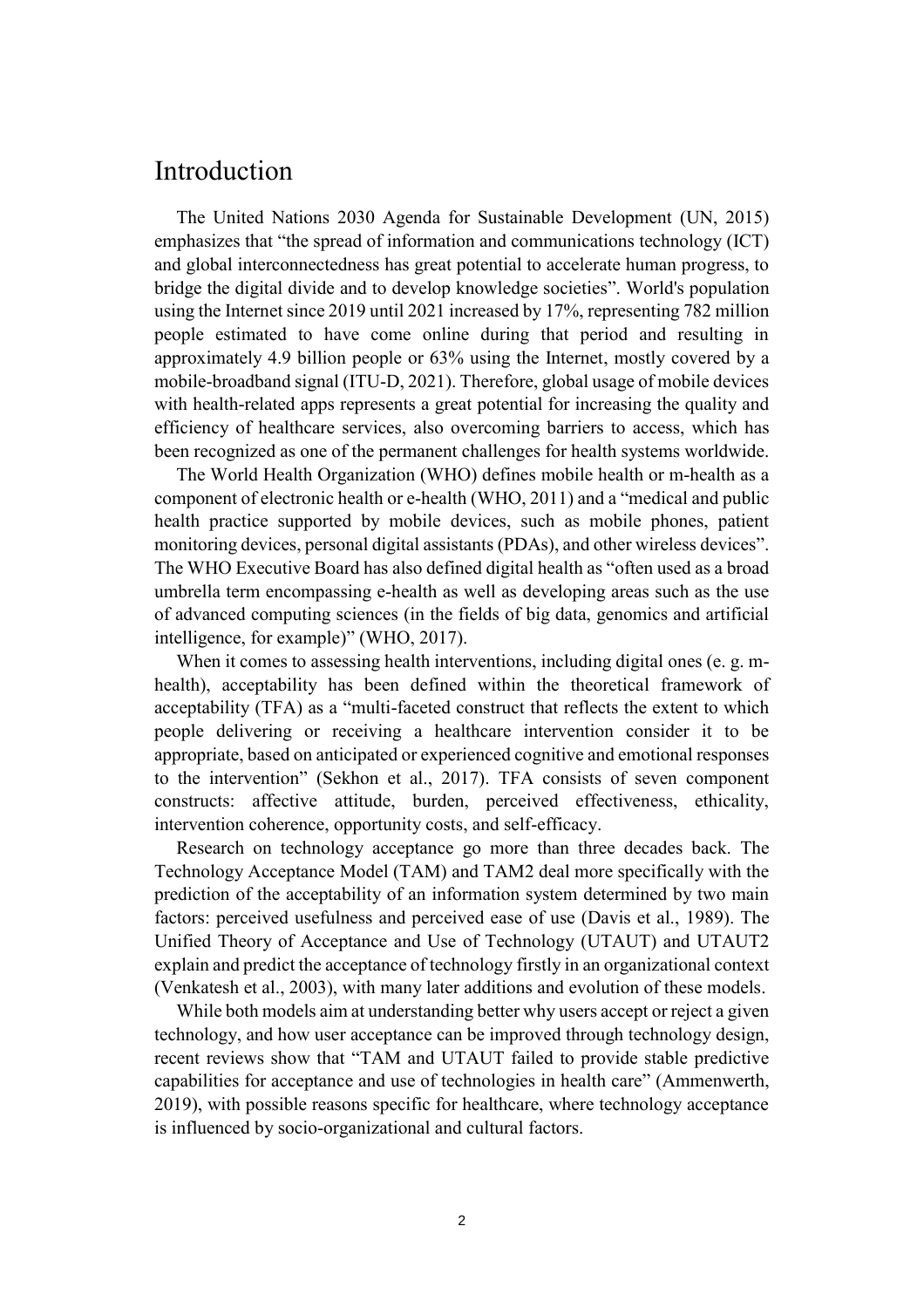# Introduction

The United Nations 2030 Agenda for Sustainable Development (UN, 2015) emphasizes that "the spread of information and communications technology (ICT) and global interconnectedness has great potential to accelerate human progress, to bridge the digital divide and to develop knowledge societies". World's population using the Internet since 2019 until 2021 increased by 17%, representing 782 million people estimated to have come online during that period and resulting in approximately 4.9 billion people or 63% using the Internet, mostly covered by a mobile-broadband signal (ITU-D, 2021). Therefore, global usage of mobile devices with health-related apps represents a great potential for increasing the quality and efficiency of healthcare services, also overcoming barriers to access, which has been recognized as one of the permanent challenges for health systems worldwide.

The World Health Organization (WHO) defines mobile health or m-health as a component of electronic health or e-health (WHO, 2011) and a "medical and public health practice supported by mobile devices, such as mobile phones, patient monitoring devices, personal digital assistants (PDAs), and other wireless devices". The WHO Executive Board has also defined digital health as "often used as a broad umbrella term encompassing e-health as well as developing areas such as the use of advanced computing sciences (in the fields of big data, genomics and artificial intelligence, for example)" (WHO, 2017).

When it comes to assessing health interventions, including digital ones (e. g. m-health), acceptability has been defined within the theoretical framework of acceptability (TFA) as a "multi-faceted construct that reflects the extent to which people delivering or receiving a healthcare intervention consider it to be appropriate, based on anticipated or experienced cognitive and emotional responses to the intervention" (Sekhon et al., 2017). TFA consists of seven component constructs: affective attitude, burden, perceived effectiveness, ethicality, intervention coherence, opportunity costs, and self-efficacy.

Research on technology acceptance go more than three decades back. The Technology Acceptance Model (TAM) and TAM2 deal more specifically with the prediction of the acceptability of an information system determined by two main factors: perceived usefulness and perceived ease of use (Davis et al., 1989). The Unified Theory of Acceptance and Use of Technology (UTAUT) and UTAUT2 explain and predict the acceptance of technology firstly in an organizational context (Venkatesh et al., 2003), with many later additions and evolution of these models.

While both models aim at understanding better why users accept or reject a given technology, and how user acceptance can be improved through technology design, recent reviews show that "TAM and UTAUT failed to provide stable predictive capabilities for acceptance and use of technologies in health care" (Ammenwerth, 2019), with possible reasons specific for healthcare, where technology acceptance is influenced by socio-organizational and cultural factors.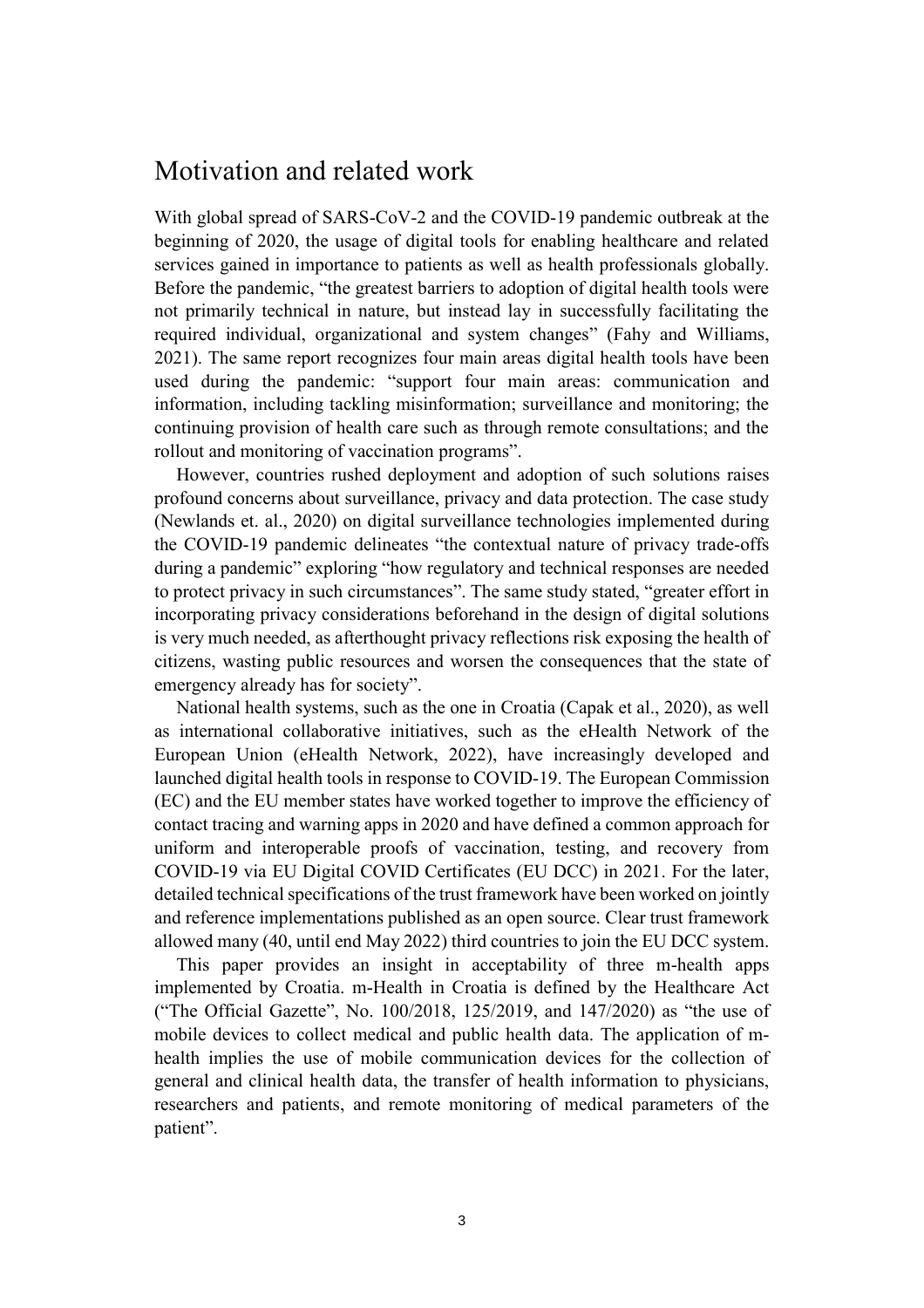## Motivation and related work

With global spread of SARS-CoV-2 and the COVID-19 pandemic outbreak at the beginning of 2020, the usage of digital tools for enabling healthcare and related services gained in importance to patients as well as health professionals globally. Before the pandemic, "the greatest barriers to adoption of digital health tools were not primarily technical in nature, but instead lay in successfully facilitating the required individual, organizational and system changes" (Fahy and Williams, 2021). The same report recognizes four main areas digital health tools have been used during the pandemic: "support four main areas: communication and information, including tackling misinformation; surveillance and monitoring; the continuing provision of health care such as through remote consultations; and the rollout and monitoring of vaccination programs".

However, countries rushed deployment and adoption of such solutions raises profound concerns about surveillance, privacy and data protection. The case study (Newlands et. al., 2020) on digital surveillance technologies implemented during the COVID-19 pandemic delineates "the contextual nature of privacy trade-offs during a pandemic" exploring "how regulatory and technical responses are needed to protect privacy in such circumstances". The same study stated, "greater effort in incorporating privacy considerations beforehand in the design of digital solutions is very much needed, as afterthought privacy reflections risk exposing the health of citizens, wasting public resources and worsen the consequences that the state of emergency already has for society".

National health systems, such as the one in Croatia (Capak et al., 2020), as well as international collaborative initiatives, such as the eHealth Network of the European Union (eHealth Network, 2022), have increasingly developed and launched digital health tools in response to COVID-19. The European Commission (EC) and the EU member states have worked together to improve the efficiency of contact tracing and warning apps in 2020 and have defined a common approach for uniform and interoperable proofs of vaccination, testing, and recovery from COVID-19 via EU Digital COVID Certificates (EU DCC) in 2021. For the later, detailed technical specifications of the trust framework have been worked on jointly and reference implementations published as an open source. Clear trust framework allowed many (40, until end May 2022) third countries to join the EU DCC system.

This paper provides an insight in acceptability of three m-health apps implemented by Croatia. m-Health in Croatia is defined by the Healthcare Act ("The Official Gazette", No. 100/2018, 125/2019, and 147/2020) as "the use of mobile devices to collect medical and public health data. The application of m-health implies the use of mobile communication devices for the collection of general and clinical health data, the transfer of health information to physicians, researchers and patients, and remote monitoring of medical parameters of the patient".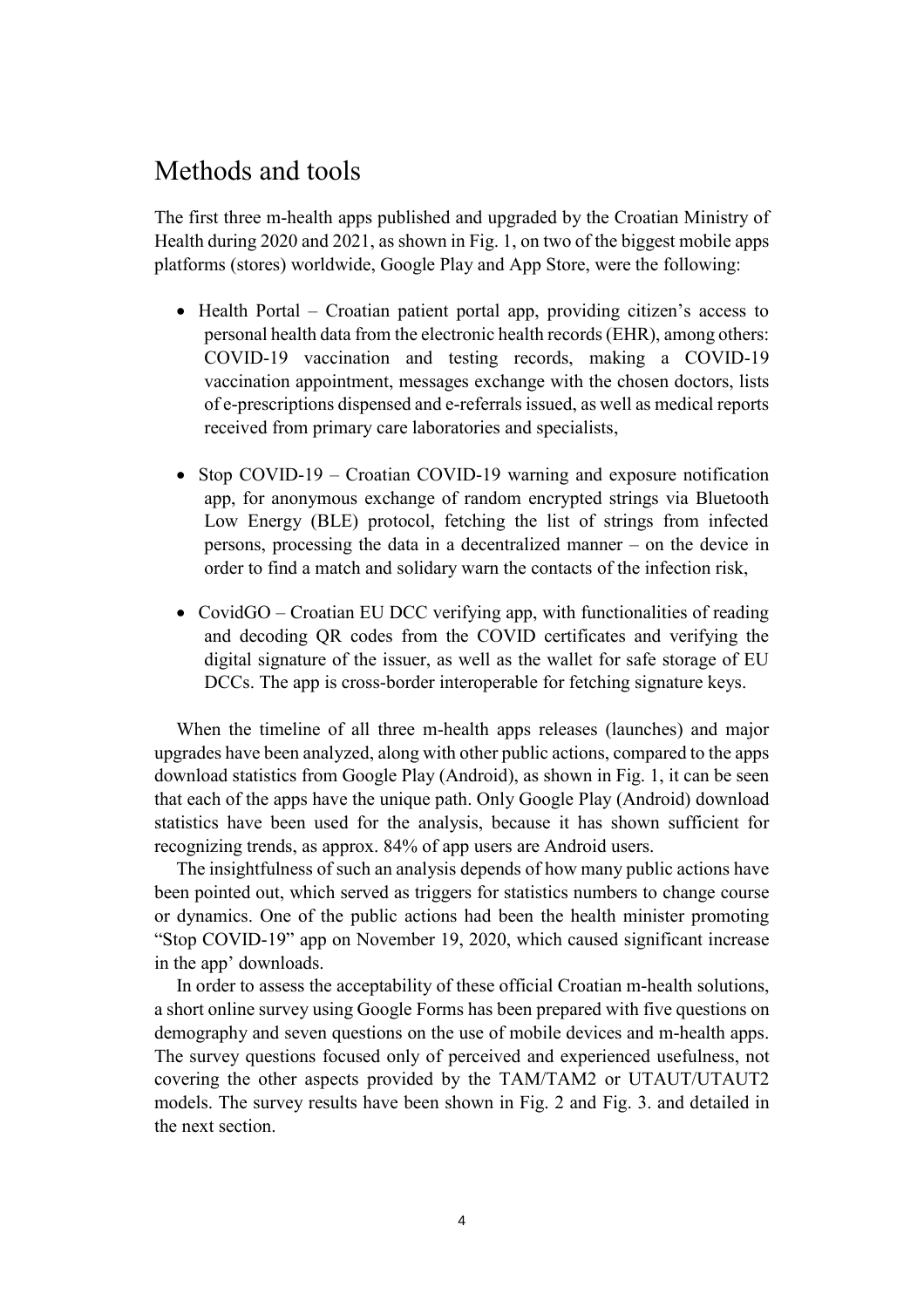# Methods and tools

The first three m-health apps published and upgraded by the Croatian Ministry of Health during 2020 and 2021, as shown in Fig. 1, on two of the biggest mobile apps platforms (stores) worldwide, Google Play and App Store, were the following:

- Health Portal – Croatian patient portal app, providing citizen's access to personal health data from the electronic health records (EHR), among others: COVID-19 vaccination and testing records, making a COVID-19 vaccination appointment, messages exchange with the chosen doctors, lists of e-prescriptions dispensed and e-referrals issued, as well as medical reports received from primary care laboratories and specialists,

- Stop COVID-19 – Croatian COVID-19 warning and exposure notification app, for anonymous exchange of random encrypted strings via Bluetooth Low Energy (BLE) protocol, fetching the list of strings from infected persons, processing the data in a decentralized manner – on the device in order to find a match and solidary warn the contacts of the infection risk,

- CovidGO – Croatian EU DCC verifying app, with functionalities of reading and decoding QR codes from the COVID certificates and verifying the digital signature of the issuer, as well as the wallet for safe storage of EU DCCs. The app is cross-border interoperable for fetching signature keys.

When the timeline of all three m-health apps releases (launches) and major upgrades have been analyzed, along with other public actions, compared to the apps download statistics from Google Play (Android), as shown in Fig. 1, it can be seen that each of the apps have the unique path. Only Google Play (Android) download statistics have been used for the analysis, because it has shown sufficient for recognizing trends, as approx. 84% of app users are Android users.

The insightfulness of such an analysis depends of how many public actions have been pointed out, which served as triggers for statistics numbers to change course or dynamics. One of the public actions had been the health minister promoting "Stop COVID-19" app on November 19, 2020, which caused significant increase in the app' downloads.

In order to assess the acceptability of these official Croatian m-health solutions, a short online survey using Google Forms has been prepared with five questions on demography and seven questions on the use of mobile devices and m-health apps. The survey questions focused only of perceived and experienced usefulness, not covering the other aspects provided by the TAM/TAM2 or UTAUT/UTAUT2 models. The survey results have been shown in Fig. 2 and Fig. 3. and detailed in the next section.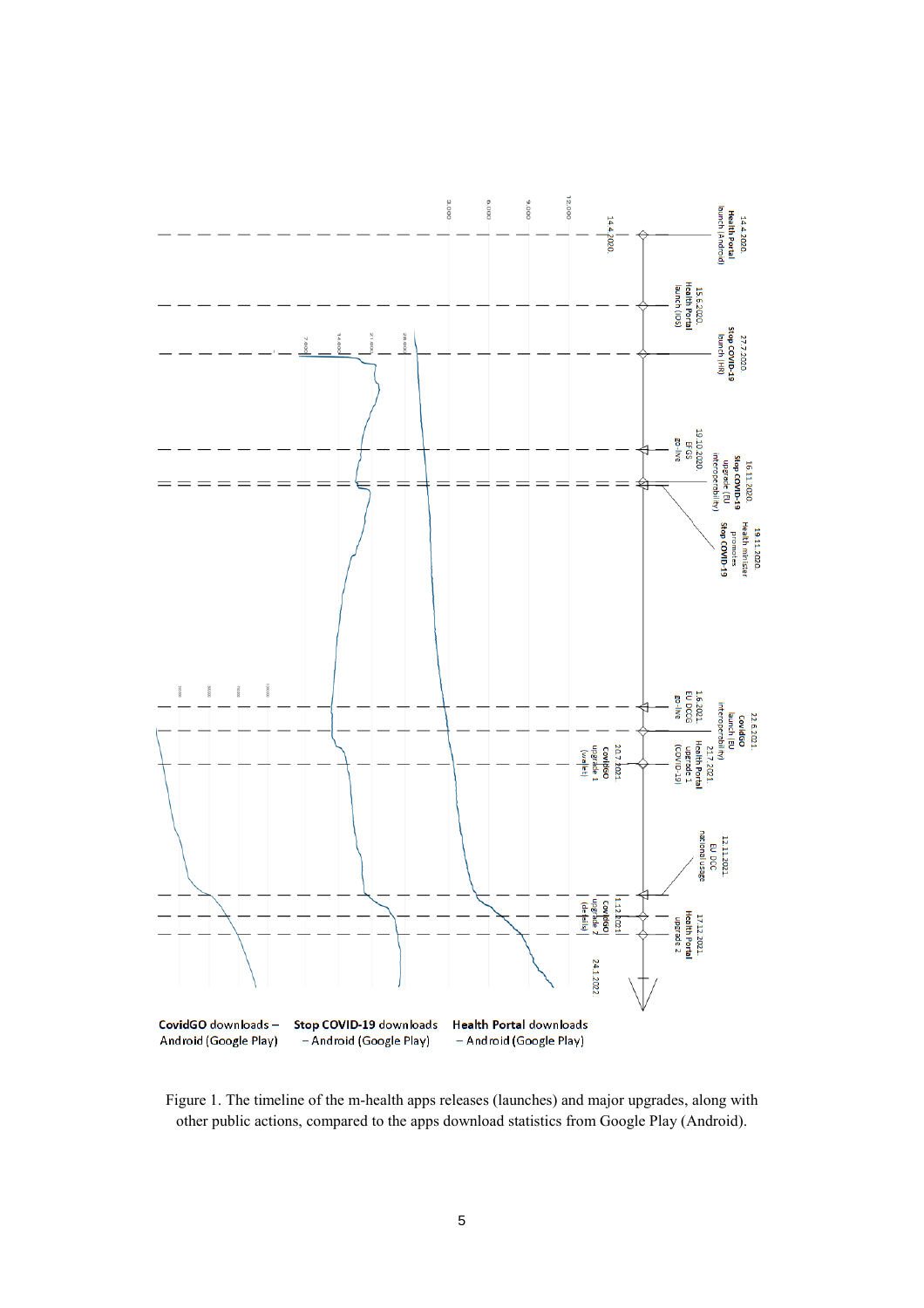Figure 1. The timeline of the m-health apps releases (launches) and major upgrades, along with other public actions, compared to the apps download statistics from Google Play (Android).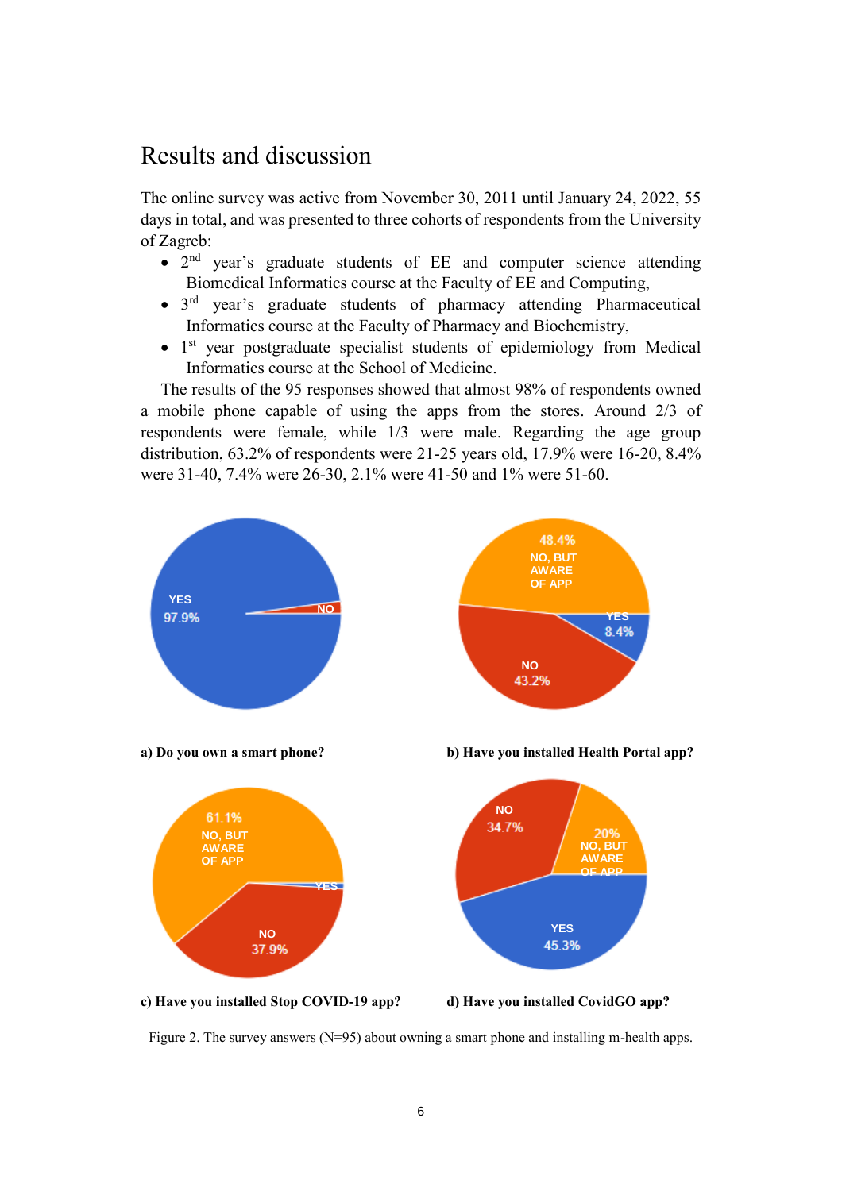# Results and discussion

The online survey was active from November 30, 2011 until January 24, 2022, 55 days in total, and was presented to three cohorts of respondents from the University of Zagreb:

- 2nd year's graduate students of EE and computer science attending Biomedical Informatics course at the Faculty of EE and Computing,
- 3rd year's graduate students of pharmacy attending Pharmaceutical Informatics course at the Faculty of Pharmacy and Biochemistry,
- 1st year postgraduate specialist students of epidemiology from Medical Informatics course at the School of Medicine.

The results of the 95 responses showed that almost 98% of respondents owned a mobile phone capable of using the apps from the stores. Around 2/3 of respondents were female, while 1/3 were male. Regarding the age group distribution, 63.2% of respondents were 21-25 years old, 17.9% were 16-20, 8.4% were 31-40, 7.4% were 26-30, 2.1% were 41-50 and 1% were 51-60.

a) Do you own a smart phone? b) Have you installed Health Portal app?

c) Have you installed Stop COVID-19 app? d) Have you installed CovidGO app?

Figure 2. The survey answers (N=95) about owning a smart phone and installing m-health apps.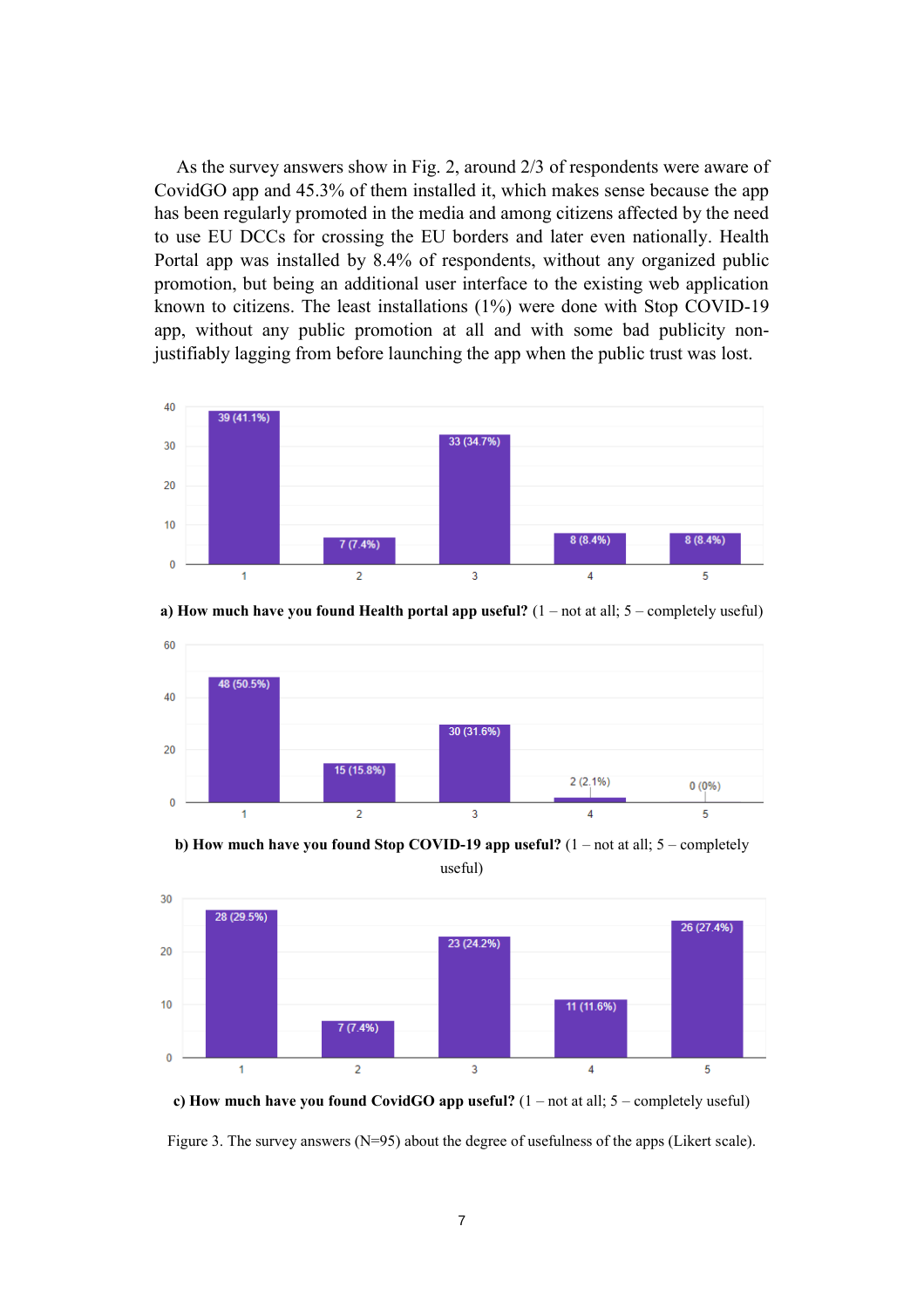As the survey answers show in Fig. 2, around 2/3 of respondents were aware of CovidGO app and 45.3% of them installed it, which makes sense because the app has been regularly promoted in the media and among citizens affected by the need to use EU DCCs for crossing the EU borders and later even nationally. Health Portal app was installed by 8.4% of respondents, without any organized public promotion, but being an additional user interface to the existing web application known to citizens. The least installations (1%) were done with Stop COVID-19 app, without any public promotion at all and with some bad publicity non-justifiably lagging from before launching the app when the public trust was lost.

**a) How much have you found Health portal app useful?** (1 – not at all; 5 – completely useful)

| 1 | 2 | 3 | 4 | 5 |
| --- | --- | --- | --- | --- |
| 39 (41.1%) | 7 (7.4%) | 33 (34.7%) | 8 (8.4%) | 8 (8.4%) |

**b) How much have you found Stop COVID-19 app useful?** (1 – not at all; 5 – completely useful)

| 1 | 2 | 3 | 4 | 5 |
| --- | --- | --- | --- | --- |
| 48 (50.5%) | 15 (15.8%) | 30 (31.6%) | 2 (2.1%) | 0 (0%) |

**c) How much have you found CovidGO app useful?** (1 – not at all; 5 – completely useful)

| 1 | 2 | 3 | 4 | 5 |
| --- | --- | --- | --- | --- |
| 28 (29.5%) | 7 (7.4%) | 23 (24.2%) | 11 (11.6%) | 26 (27.4%) |

Figure 3. The survey answers (N=95) about the degree of usefulness of the apps (Likert scale).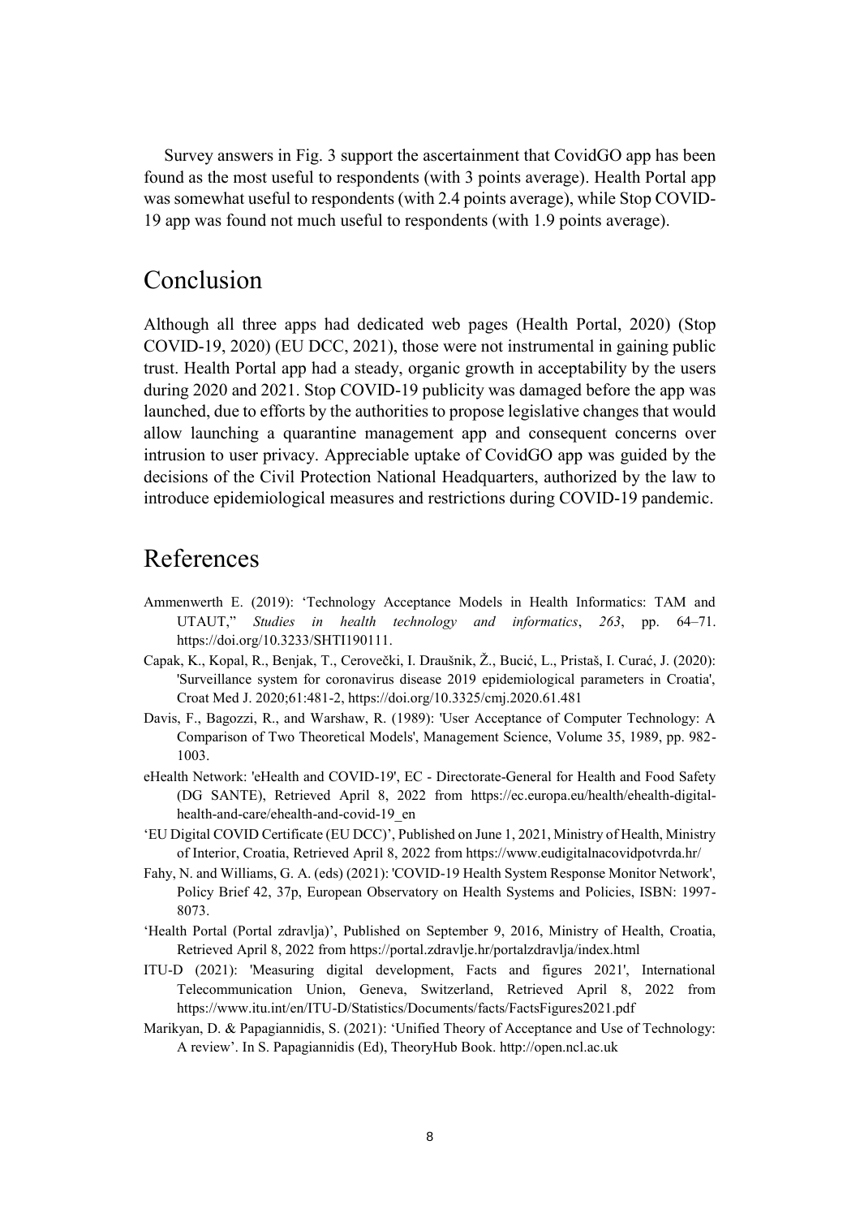Survey answers in Fig. 3 support the ascertainment that CovidGO app has been found as the most useful to respondents (with 3 points average). Health Portal app was somewhat useful to respondents (with 2.4 points average), while Stop COVID-19 app was found not much useful to respondents (with 1.9 points average).

# Conclusion

Although all three apps had dedicated web pages (Health Portal, 2020) (Stop COVID-19, 2020) (EU DCC, 2021), those were not instrumental in gaining public trust. Health Portal app had a steady, organic growth in acceptability by the users during 2020 and 2021. Stop COVID-19 publicity was damaged before the app was launched, due to efforts by the authorities to propose legislative changes that would allow launching a quarantine management app and consequent concerns over intrusion to user privacy. Appreciable uptake of CovidGO app was guided by the decisions of the Civil Protection National Headquarters, authorized by the law to introduce epidemiological measures and restrictions during COVID-19 pandemic.

# References

Ammenwerth E. (2019): 'Technology Acceptance Models in Health Informatics: TAM and UTAUT," *Studies in health technology and informatics*, *263*, pp. 64–71. https://doi.org/10.3233/SHTI190111.

Capak, K., Kopal, R., Benjak, T., Cerovečki, I. Draušnik, Ž., Bucić, L., Pristaš, I. Curać, J. (2020): 'Surveillance system for coronavirus disease 2019 epidemiological parameters in Croatia', Croat Med J. 2020;61:481-2, https://doi.org/10.3325/cmj.2020.61.481

Davis, F., Bagozzi, R., and Warshaw, R. (1989): 'User Acceptance of Computer Technology: A Comparison of Two Theoretical Models', Management Science, Volume 35, 1989, pp. 982-1003.

eHealth Network: 'eHealth and COVID-19', EC - Directorate-General for Health and Food Safety (DG SANTE), Retrieved April 8, 2022 from https://ec.europa.eu/health/ehealth-digital-health-and-care/ehealth-and-covid-19_en

'EU Digital COVID Certificate (EU DCC)', Published on June 1, 2021, Ministry of Health, Ministry of Interior, Croatia, Retrieved April 8, 2022 from https://www.eudigitalnacovidpotvrda.hr/

Fahy, N. and Williams, G. A. (eds) (2021): 'COVID-19 Health System Response Monitor Network', Policy Brief 42, 37p, European Observatory on Health Systems and Policies, ISBN: 1997-8073.

'Health Portal (Portal zdravlja)', Published on September 9, 2016, Ministry of Health, Croatia, Retrieved April 8, 2022 from https://portal.zdravlje.hr/portalzdravlja/index.html

ITU-D (2021): 'Measuring digital development, Facts and figures 2021', International Telecommunication Union, Geneva, Switzerland, Retrieved April 8, 2022 from https://www.itu.int/en/ITU-D/Statistics/Documents/facts/FactsFigures2021.pdf

Marikyan, D. & Papagiannidis, S. (2021): 'Unified Theory of Acceptance and Use of Technology: A review'. In S. Papagiannidis (Ed), TheoryHub Book. http://open.ncl.ac.uk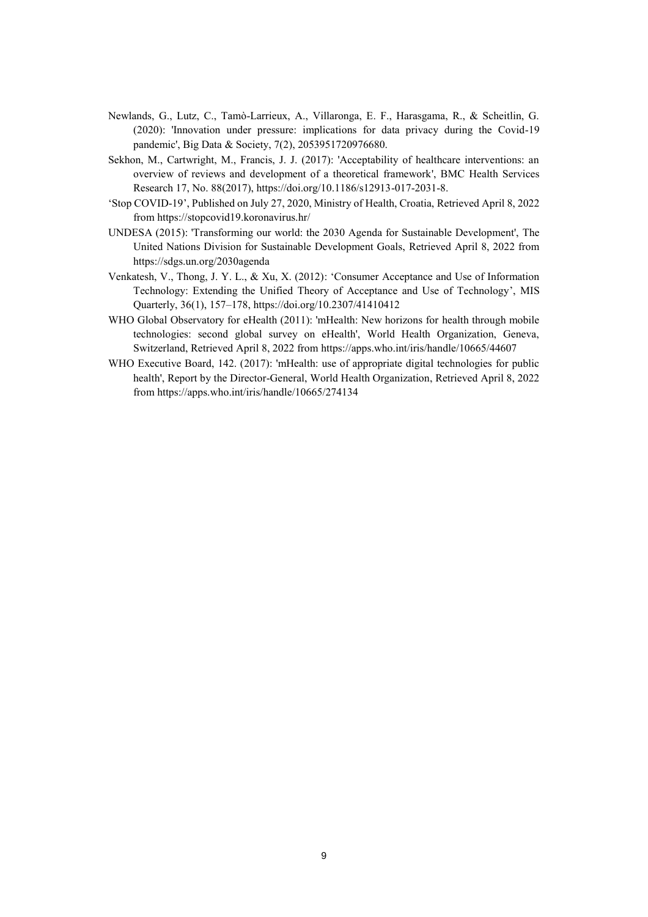Newlands, G., Lutz, C., Tamò-Larrieux, A., Villaronga, E. F., Harasgama, R., & Scheitlin, G. (2020): 'Innovation under pressure: implications for data privacy during the Covid-19 pandemic', Big Data & Society, 7(2), 2053951720976680.

Sekhon, M., Cartwright, M., Francis, J. J. (2017): 'Acceptability of healthcare interventions: an overview of reviews and development of a theoretical framework', BMC Health Services Research 17, No. 88(2017), https://doi.org/10.1186/s12913-017-2031-8.

'Stop COVID-19', Published on July 27, 2020, Ministry of Health, Croatia, Retrieved April 8, 2022 from https://stopcovid19.koronavirus.hr/

UNDESA (2015): 'Transforming our world: the 2030 Agenda for Sustainable Development', The United Nations Division for Sustainable Development Goals, Retrieved April 8, 2022 from https://sdgs.un.org/2030agenda

Venkatesh, V., Thong, J. Y. L., & Xu, X. (2012): 'Consumer Acceptance and Use of Information Technology: Extending the Unified Theory of Acceptance and Use of Technology', MIS Quarterly, 36(1), 157–178, https://doi.org/10.2307/41410412

WHO Global Observatory for eHealth (2011): 'mHealth: New horizons for health through mobile technologies: second global survey on eHealth', World Health Organization, Geneva, Switzerland, Retrieved April 8, 2022 from https://apps.who.int/iris/handle/10665/44607

WHO Executive Board, 142. (2017): 'mHealth: use of appropriate digital technologies for public health', Report by the Director-General, World Health Organization, Retrieved April 8, 2022 from https://apps.who.int/iris/handle/10665/274134